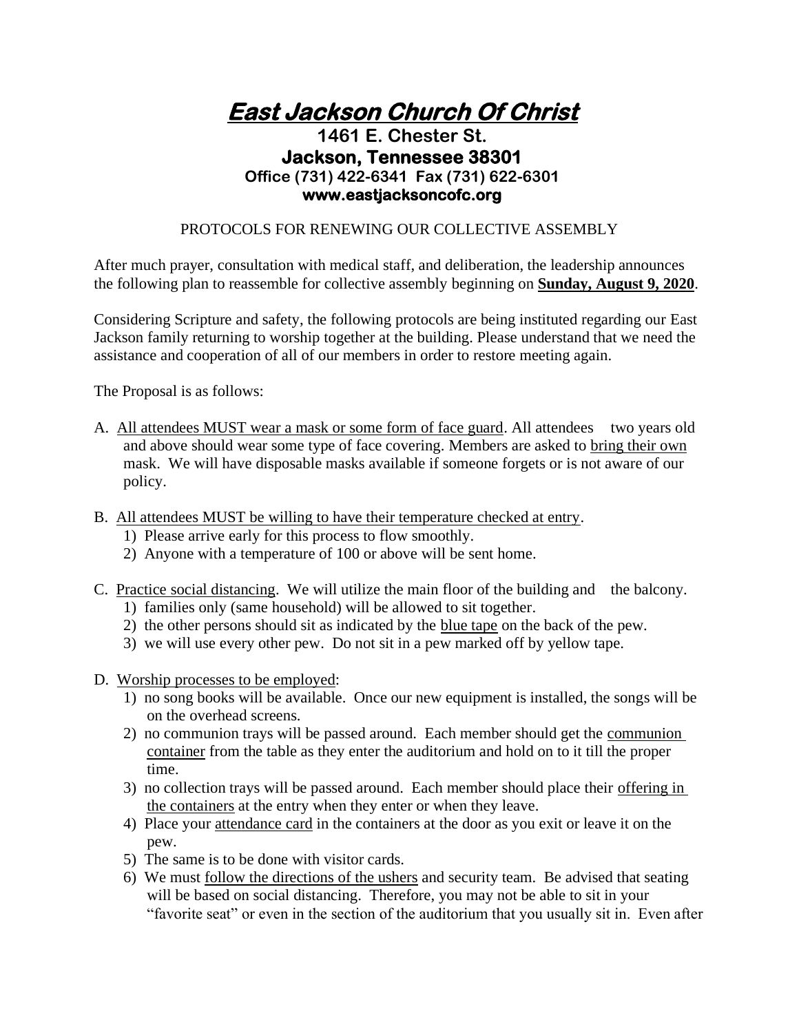# ***East Jackson Church Of Christ***

**1461 E. Chester St.**
**Jackson, Tennessee 38301**
**Office (731) 422-6341 Fax (731) 622-6301**
**www.eastjacksoncofc.org**

PROTOCOLS FOR RENEWING OUR COLLECTIVE ASSEMBLY

After much prayer, consultation with medical staff, and deliberation, the leadership announces the following plan to reassemble for collective assembly beginning on **Sunday, August 9, 2020**.

Considering Scripture and safety, the following protocols are being instituted regarding our East Jackson family returning to worship together at the building. Please understand that we need the assistance and cooperation of all of our members in order to restore meeting again.

The Proposal is as follows:

A. All attendees MUST wear a mask or some form of face guard. All attendees two years old and above should wear some type of face covering. Members are asked to bring their own mask. We will have disposable masks available if someone forgets or is not aware of our policy.

B. All attendees MUST be willing to have their temperature checked at entry.
   1) Please arrive early for this process to flow smoothly.
   2) Anyone with a temperature of 100 or above will be sent home.

C. Practice social distancing. We will utilize the main floor of the building and the balcony.
   1) families only (same household) will be allowed to sit together.
   2) the other persons should sit as indicated by the blue tape on the back of the pew.
   3) we will use every other pew. Do not sit in a pew marked off by yellow tape.

D. Worship processes to be employed:
   1) no song books will be available. Once our new equipment is installed, the songs will be on the overhead screens.
   2) no communion trays will be passed around. Each member should get the communion container from the table as they enter the auditorium and hold on to it till the proper time.
   3) no collection trays will be passed around. Each member should place their offering in the containers at the entry when they enter or when they leave.
   4) Place your attendance card in the containers at the door as you exit or leave it on the pew.
   5) The same is to be done with visitor cards.
   6) We must follow the directions of the ushers and security team. Be advised that seating will be based on social distancing. Therefore, you may not be able to sit in your "favorite seat" or even in the section of the auditorium that you usually sit in. Even after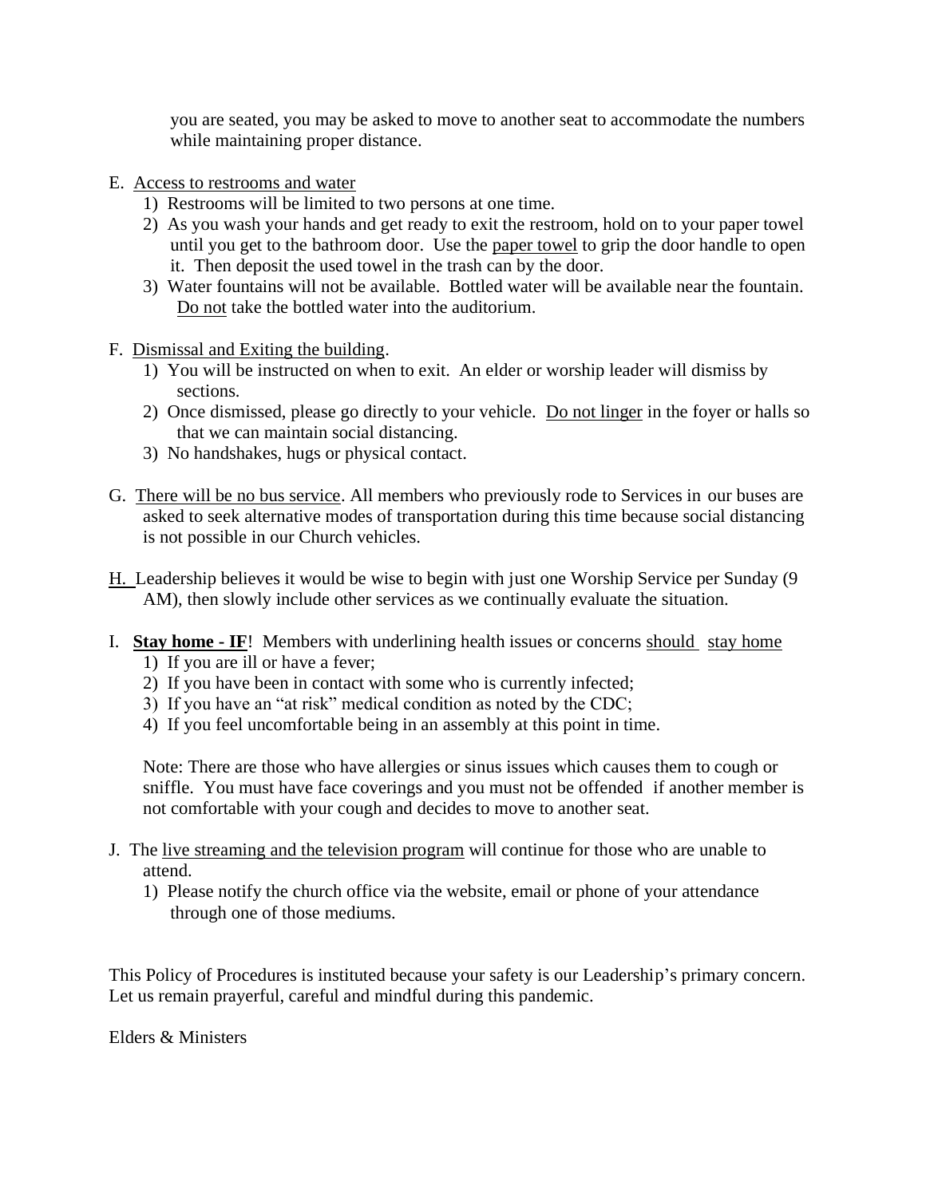you are seated, you may be asked to move to another seat to accommodate the numbers while maintaining proper distance.

E. Access to restrooms and water
   1) Restrooms will be limited to two persons at one time.
   2) As you wash your hands and get ready to exit the restroom, hold on to your paper towel until you get to the bathroom door. Use the paper towel to grip the door handle to open it. Then deposit the used towel in the trash can by the door.
   3) Water fountains will not be available. Bottled water will be available near the fountain. Do not take the bottled water into the auditorium.

F. Dismissal and Exiting the building.
   1) You will be instructed on when to exit. An elder or worship leader will dismiss by sections.
   2) Once dismissed, please go directly to your vehicle. Do not linger in the foyer or halls so that we can maintain social distancing.
   3) No handshakes, hugs or physical contact.

G. There will be no bus service. All members who previously rode to Services in our buses are asked to seek alternative modes of transportation during this time because social distancing is not possible in our Church vehicles.

H. Leadership believes it would be wise to begin with just one Worship Service per Sunday (9 AM), then slowly include other services as we continually evaluate the situation.

I. **Stay home - IF**! Members with underlining health issues or concerns should stay home
   1) If you are ill or have a fever;
   2) If you have been in contact with some who is currently infected;
   3) If you have an "at risk" medical condition as noted by the CDC;
   4) If you feel uncomfortable being in an assembly at this point in time.

   Note: There are those who have allergies or sinus issues which causes them to cough or sniffle. You must have face coverings and you must not be offended if another member is not comfortable with your cough and decides to move to another seat.

J. The live streaming and the television program will continue for those who are unable to attend.
   1) Please notify the church office via the website, email or phone of your attendance through one of those mediums.

This Policy of Procedures is instituted because your safety is our Leadership's primary concern. Let us remain prayerful, careful and mindful during this pandemic.

Elders & Ministers